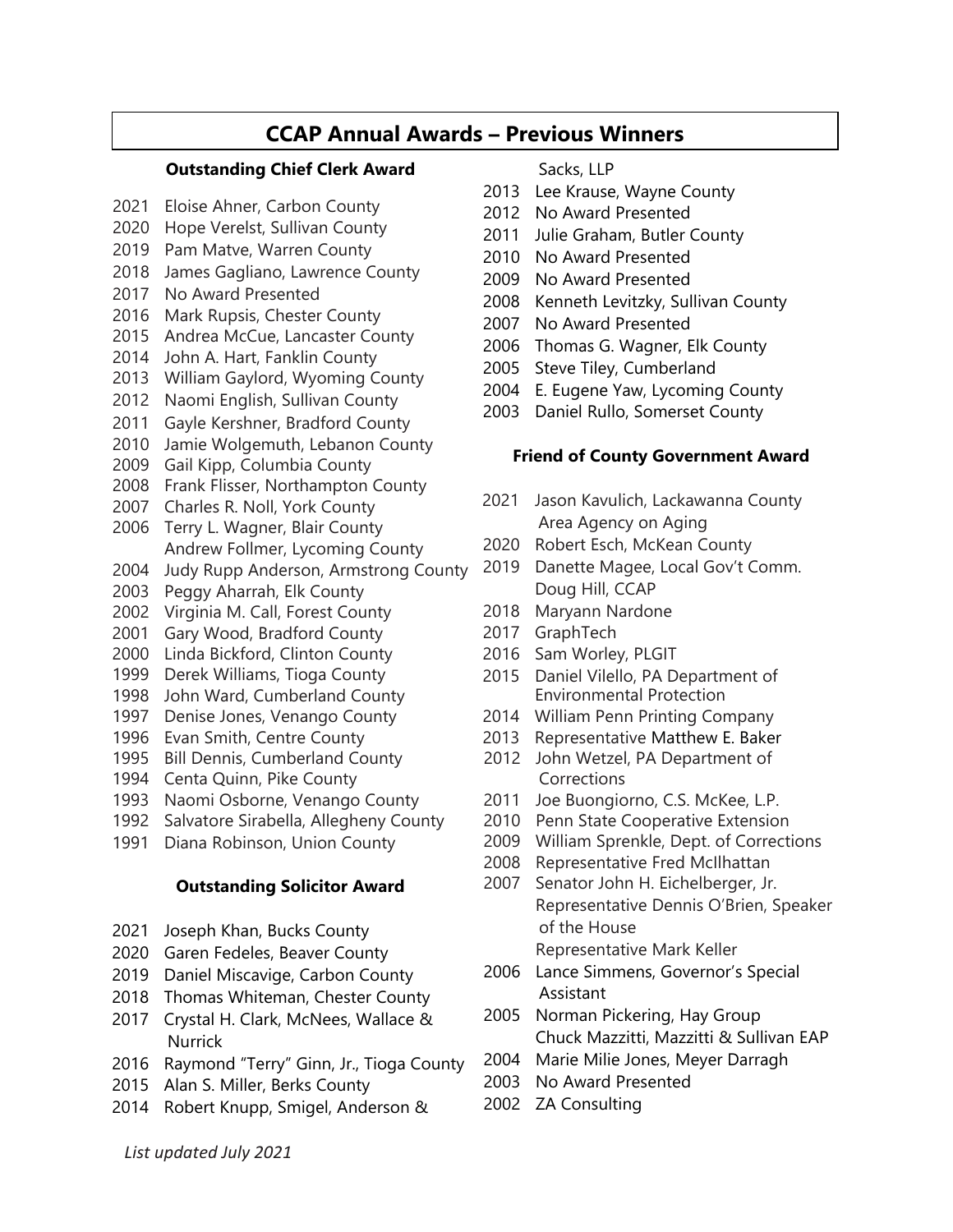# CCAP Annual Awards – Previous Winners

### Outstanding Chief Clerk Award

- 2021 Eloise Ahner, Carbon County
- 2020 Hope Verelst, Sullivan County
- 2019 Pam Matve, Warren County
- 2018 James Gagliano, Lawrence County
- 2017 No Award Presented
- 2016 Mark Rupsis, Chester County
- 2015 Andrea McCue, Lancaster County
- 2014 John A. Hart, Fanklin County
- 2013 William Gaylord, Wyoming County
- 2012 Naomi English, Sullivan County
- 2011 Gayle Kershner, Bradford County
- 2010 Jamie Wolgemuth, Lebanon County
- 2009 Gail Kipp, Columbia County
- 2008 Frank Flisser, Northampton County
- 2007 Charles R. Noll, York County
- 2006 Terry L. Wagner, Blair County
  Andrew Follmer, Lycoming County
- 2004 Judy Rupp Anderson, Armstrong County
- 2003 Peggy Aharrah, Elk County
- 2002 Virginia M. Call, Forest County
- 2001 Gary Wood, Bradford County
- 2000 Linda Bickford, Clinton County
- 1999 Derek Williams, Tioga County
- 1998 John Ward, Cumberland County
- 1997 Denise Jones, Venango County
- 1996 Evan Smith, Centre County
- 1995 Bill Dennis, Cumberland County
- 1994 Centa Quinn, Pike County
- 1993 Naomi Osborne, Venango County
- 1992 Salvatore Sirabella, Allegheny County
- 1991 Diana Robinson, Union County

### Outstanding Solicitor Award

- 2021 Joseph Khan, Bucks County
- 2020 Garen Fedeles, Beaver County
- 2019 Daniel Miscavige, Carbon County
- 2018 Thomas Whiteman, Chester County
- 2017 Crystal H. Clark, McNees, Wallace & Nurrick
- 2016 Raymond "Terry" Ginn, Jr., Tioga County
- 2015 Alan S. Miller, Berks County
- 2014 Robert Knupp, Smigel, Anderson & Sacks, LLP
- 2013 Lee Krause, Wayne County
- 2012 No Award Presented
- 2011 Julie Graham, Butler County
- 2010 No Award Presented
- 2009 No Award Presented
- 2008 Kenneth Levitzky, Sullivan County
- 2007 No Award Presented
- 2006 Thomas G. Wagner, Elk County
- 2005 Steve Tiley, Cumberland
- 2004 E. Eugene Yaw, Lycoming County
- 2003 Daniel Rullo, Somerset County

### Friend of County Government Award

- 2021 Jason Kavulich, Lackawanna County Area Agency on Aging
- 2020 Robert Esch, McKean County
- 2019 Danette Magee, Local Gov't Comm.
  Doug Hill, CCAP
- 2018 Maryann Nardone
- 2017 GraphTech
- 2016 Sam Worley, PLGIT
- 2015 Daniel Vilello, PA Department of Environmental Protection
- 2014 William Penn Printing Company
- 2013 Representative Matthew E. Baker
- 2012 John Wetzel, PA Department of Corrections
- 2011 Joe Buongiorno, C.S. McKee, L.P.
- 2010 Penn State Cooperative Extension
- 2009 William Sprenkle, Dept. of Corrections
- 2008 Representative Fred McIlhattan
- 2007 Senator John H. Eichelberger, Jr.
  Representative Dennis O'Brien, Speaker of the House
  Representative Mark Keller
- 2006 Lance Simmens, Governor's Special Assistant
- 2005 Norman Pickering, Hay Group
  Chuck Mazzitti, Mazzitti & Sullivan EAP
- 2004 Marie Milie Jones, Meyer Darragh
- 2003 No Award Presented
- 2002 ZA Consulting

*List updated July 2021*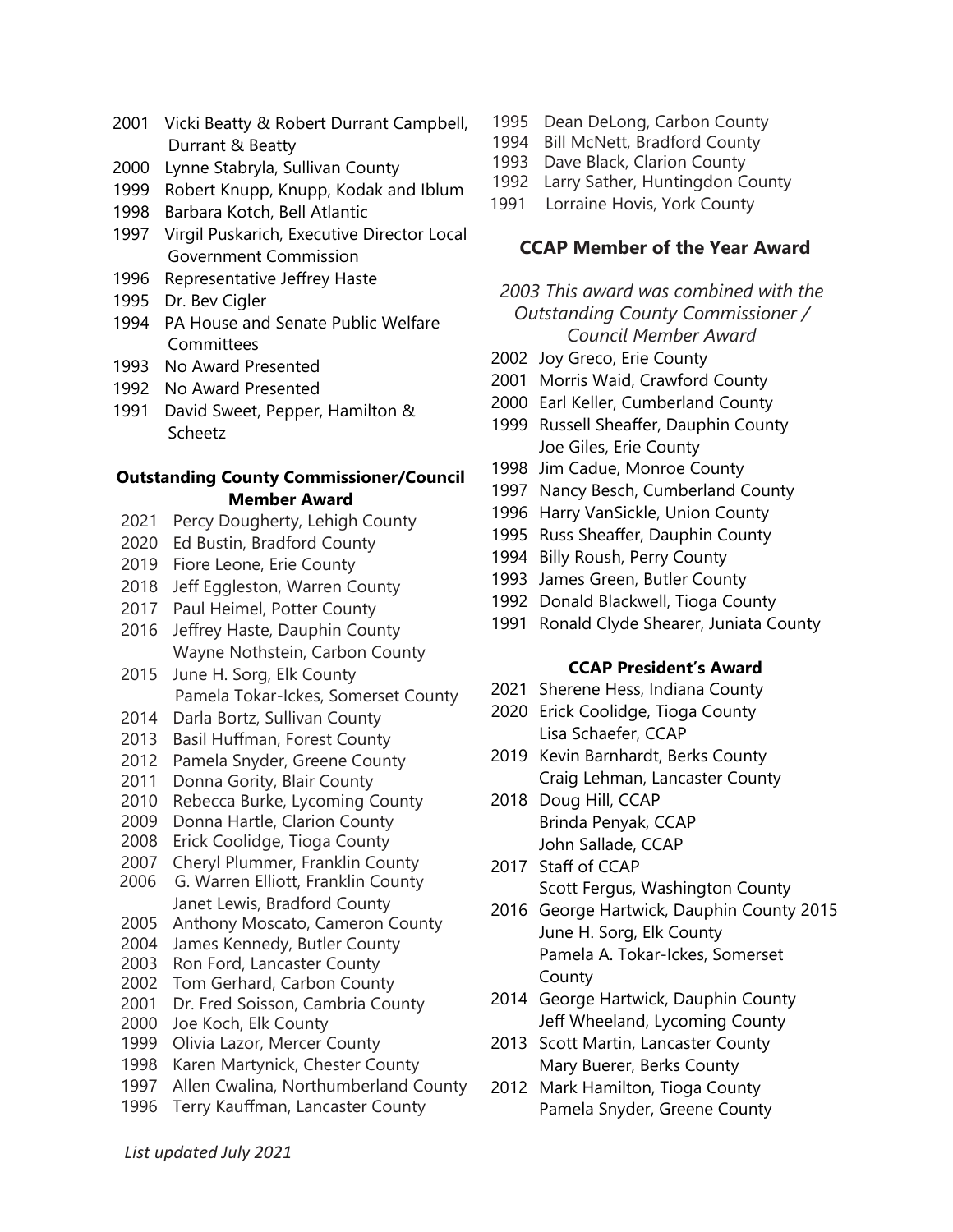- 2001 Vicki Beatty & Robert Durrant Campbell, Durrant & Beatty
- 2000 Lynne Stabryla, Sullivan County
- 1999 Robert Knupp, Knupp, Kodak and Iblum
- 1998 Barbara Kotch, Bell Atlantic
- 1997 Virgil Puskarich, Executive Director Local Government Commission
- 1996 Representative Jeffrey Haste
- 1995 Dr. Bev Cigler
- 1994 PA House and Senate Public Welfare Committees
- 1993 No Award Presented
- 1992 No Award Presented
- 1991 David Sweet, Pepper, Hamilton & Scheetz

### Outstanding County Commissioner/Council Member Award

- 2021 Percy Dougherty, Lehigh County
- 2020 Ed Bustin, Bradford County
- 2019 Fiore Leone, Erie County
- 2018 Jeff Eggleston, Warren County
- 2017 Paul Heimel, Potter County
- 2016 Jeffrey Haste, Dauphin County
  Wayne Nothstein, Carbon County
- 2015 June H. Sorg, Elk County
  Pamela Tokar-Ickes, Somerset County
- 2014 Darla Bortz, Sullivan County
- 2013 Basil Huffman, Forest County
- 2012 Pamela Snyder, Greene County
- 2011 Donna Gority, Blair County
- 2010 Rebecca Burke, Lycoming County
- 2009 Donna Hartle, Clarion County
- 2008 Erick Coolidge, Tioga County
- 2007 Cheryl Plummer, Franklin County
- 2006 G. Warren Elliott, Franklin County
  Janet Lewis, Bradford County
- 2005 Anthony Moscato, Cameron County
- 2004 James Kennedy, Butler County
- 2003 Ron Ford, Lancaster County
- 2002 Tom Gerhard, Carbon County
- 2001 Dr. Fred Soisson, Cambria County
- 2000 Joe Koch, Elk County
- 1999 Olivia Lazor, Mercer County
- 1998 Karen Martynick, Chester County
- 1997 Allen Cwalina, Northumberland County
- 1996 Terry Kauffman, Lancaster County
- 1995 Dean DeLong, Carbon County
- 1994 Bill McNett, Bradford County
- 1993 Dave Black, Clarion County
- 1992 Larry Sather, Huntingdon County
- 1991 Lorraine Hovis, York County

### CCAP Member of the Year Award

*2003 This award was combined with the Outstanding County Commissioner / Council Member Award*

- 2002 Joy Greco, Erie County
- 2001 Morris Waid, Crawford County
- 2000 Earl Keller, Cumberland County
- 1999 Russell Sheaffer, Dauphin County
  Joe Giles, Erie County
- 1998 Jim Cadue, Monroe County
- 1997 Nancy Besch, Cumberland County
- 1996 Harry VanSickle, Union County
- 1995 Russ Sheaffer, Dauphin County
- 1994 Billy Roush, Perry County
- 1993 James Green, Butler County
- 1992 Donald Blackwell, Tioga County
- 1991 Ronald Clyde Shearer, Juniata County

### CCAP President's Award

- 2021 Sherene Hess, Indiana County
- 2020 Erick Coolidge, Tioga County
  Lisa Schaefer, CCAP
- 2019 Kevin Barnhardt, Berks County
  Craig Lehman, Lancaster County
- 2018 Doug Hill, CCAP
  Brinda Penyak, CCAP
  John Sallade, CCAP
- 2017 Staff of CCAP
  Scott Fergus, Washington County
- 2016 George Hartwick, Dauphin County 2015
  June H. Sorg, Elk County
  Pamela A. Tokar-Ickes, Somerset County
- 2014 George Hartwick, Dauphin County
  Jeff Wheeland, Lycoming County
- 2013 Scott Martin, Lancaster County
  Mary Buerer, Berks County
- 2012 Mark Hamilton, Tioga County
  Pamela Snyder, Greene County

*List updated July 2021*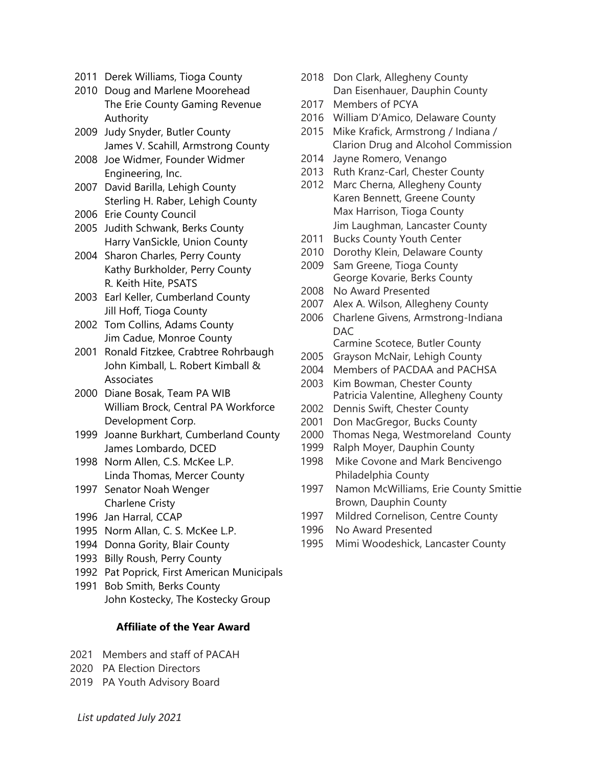2011 Derek Williams, Tioga County
2010 Doug and Marlene Moorehead
The Erie County Gaming Revenue Authority
2009 Judy Snyder, Butler County
James V. Scahill, Armstrong County
2008 Joe Widmer, Founder Widmer Engineering, Inc.
2007 David Barilla, Lehigh County
Sterling H. Raber, Lehigh County
2006 Erie County Council
2005 Judith Schwank, Berks County
Harry VanSickle, Union County
2004 Sharon Charles, Perry County
Kathy Burkholder, Perry County
R. Keith Hite, PSATS
2003 Earl Keller, Cumberland County
Jill Hoff, Tioga County
2002 Tom Collins, Adams County
Jim Cadue, Monroe County
2001 Ronald Fitzkee, Crabtree Rohrbaugh
John Kimball, L. Robert Kimball & Associates
2000 Diane Bosak, Team PA WIB
William Brock, Central PA Workforce Development Corp.
1999 Joanne Burkhart, Cumberland County
James Lombardo, DCED
1998 Norm Allen, C.S. McKee L.P.
Linda Thomas, Mercer County
1997 Senator Noah Wenger
Charlene Cristy
1996 Jan Harral, CCAP
1995 Norm Allan, C. S. McKee L.P.
1994 Donna Gority, Blair County
1993 Billy Roush, Perry County
1992 Pat Poprick, First American Municipals
1991 Bob Smith, Berks County
John Kostecky, The Kostecky Group

**Affiliate of the Year Award**

2021 Members and staff of PACAH
2020 PA Election Directors
2019 PA Youth Advisory Board
2018 Don Clark, Allegheny County
Dan Eisenhauer, Dauphin County
2017 Members of PCYA
2016 William D'Amico, Delaware County
2015 Mike Krafick, Armstrong / Indiana / Clarion Drug and Alcohol Commission
2014 Jayne Romero, Venango
2013 Ruth Kranz-Carl, Chester County
2012 Marc Cherna, Allegheny County
Karen Bennett, Greene County
Max Harrison, Tioga County
Jim Laughman, Lancaster County
2011 Bucks County Youth Center
2010 Dorothy Klein, Delaware County
2009 Sam Greene, Tioga County
George Kovarie, Berks County
2008 No Award Presented
2007 Alex A. Wilson, Allegheny County
2006 Charlene Givens, Armstrong-Indiana DAC
Carmine Scotece, Butler County
2005 Grayson McNair, Lehigh County
2004 Members of PACDAA and PACHSA
2003 Kim Bowman, Chester County
Patricia Valentine, Allegheny County
2002 Dennis Swift, Chester County
2001 Don MacGregor, Bucks County
2000 Thomas Nega, Westmoreland County
1999 Ralph Moyer, Dauphin County
1998 Mike Covone and Mark Bencivengo Philadelphia County
1997 Namon McWilliams, Erie County Smittie Brown, Dauphin County
1997 Mildred Cornelison, Centre County
1996 No Award Presented
1995 Mimi Woodeshick, Lancaster County

*List updated July 2021*